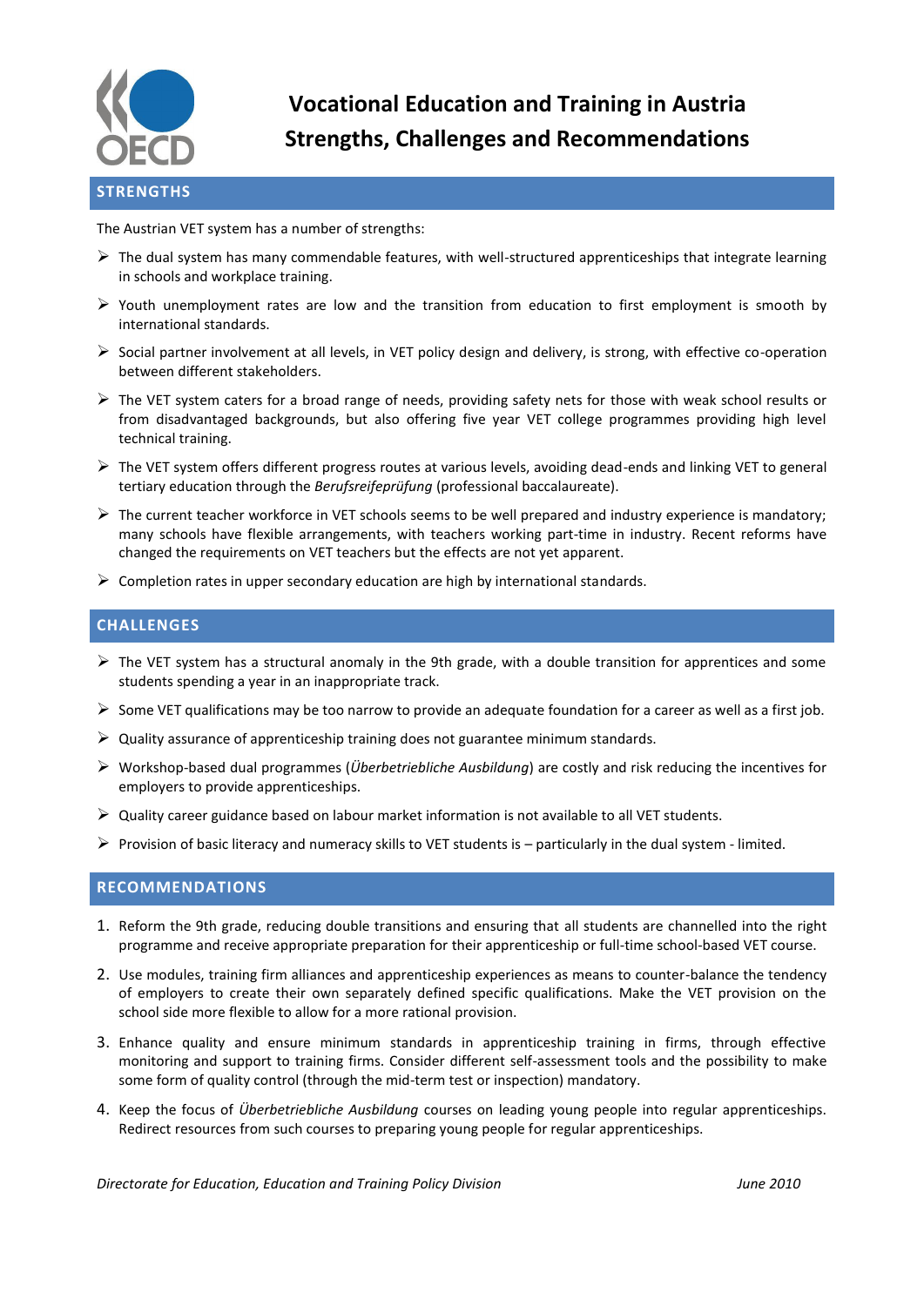# Vocational Education and Training in Austria
# Strengths, Challenges and Recommendations

## STRENGTHS

The Austrian VET system has a number of strengths:

- The dual system has many commendable features, with well-structured apprenticeships that integrate learning in schools and workplace training.
- Youth unemployment rates are low and the transition from education to first employment is smooth by international standards.
- Social partner involvement at all levels, in VET policy design and delivery, is strong, with effective co-operation between different stakeholders.
- The VET system caters for a broad range of needs, providing safety nets for those with weak school results or from disadvantaged backgrounds, but also offering five year VET college programmes providing high level technical training.
- The VET system offers different progress routes at various levels, avoiding dead-ends and linking VET to general tertiary education through the *Berufsreifeprüfung* (professional baccalaureate).
- The current teacher workforce in VET schools seems to be well prepared and industry experience is mandatory; many schools have flexible arrangements, with teachers working part-time in industry. Recent reforms have changed the requirements on VET teachers but the effects are not yet apparent.
- Completion rates in upper secondary education are high by international standards.

## CHALLENGES

- The VET system has a structural anomaly in the 9th grade, with a double transition for apprentices and some students spending a year in an inappropriate track.
- Some VET qualifications may be too narrow to provide an adequate foundation for a career as well as a first job.
- Quality assurance of apprenticeship training does not guarantee minimum standards.
- Workshop-based dual programmes (*Überbetriebliche Ausbildung*) are costly and risk reducing the incentives for employers to provide apprenticeships.
- Quality career guidance based on labour market information is not available to all VET students.
- Provision of basic literacy and numeracy skills to VET students is – particularly in the dual system - limited.

## RECOMMENDATIONS

1. Reform the 9th grade, reducing double transitions and ensuring that all students are channelled into the right programme and receive appropriate preparation for their apprenticeship or full-time school-based VET course.
2. Use modules, training firm alliances and apprenticeship experiences as means to counter-balance the tendency of employers to create their own separately defined specific qualifications. Make the VET provision on the school side more flexible to allow for a more rational provision.
3. Enhance quality and ensure minimum standards in apprenticeship training in firms, through effective monitoring and support to training firms. Consider different self-assessment tools and the possibility to make some form of quality control (through the mid-term test or inspection) mandatory.
4. Keep the focus of *Überbetriebliche Ausbildung* courses on leading young people into regular apprenticeships. Redirect resources from such courses to preparing young people for regular apprenticeships.

*Directorate for Education, Education and Training Policy Division* *June 2010*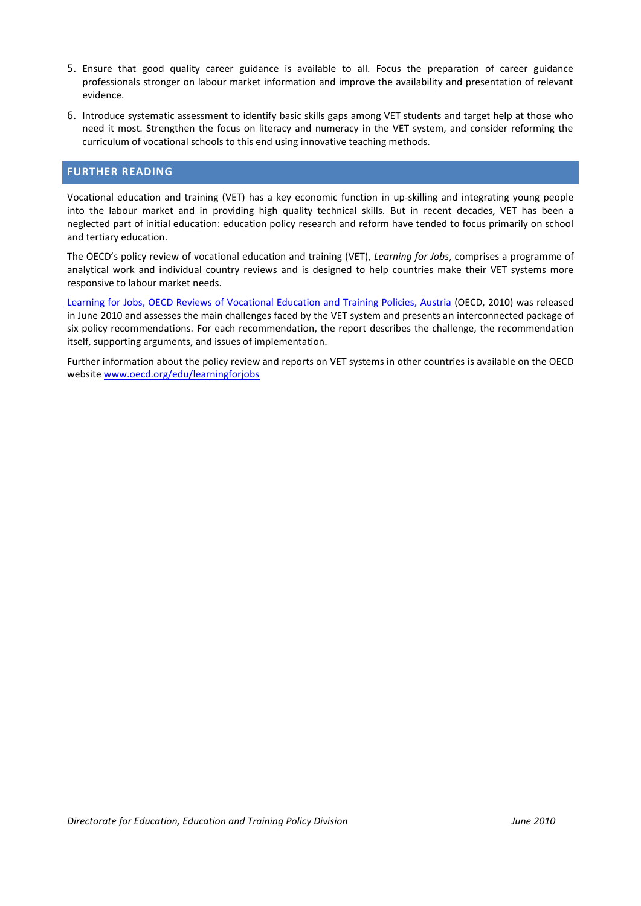5. Ensure that good quality career guidance is available to all. Focus the preparation of career guidance professionals stronger on labour market information and improve the availability and presentation of relevant evidence.

6. Introduce systematic assessment to identify basic skills gaps among VET students and target help at those who need it most. Strengthen the focus on literacy and numeracy in the VET system, and consider reforming the curriculum of vocational schools to this end using innovative teaching methods.

## FURTHER READING

Vocational education and training (VET) has a key economic function in up-skilling and integrating young people into the labour market and in providing high quality technical skills. But in recent decades, VET has been a neglected part of initial education: education policy research and reform have tended to focus primarily on school and tertiary education.

The OECD's policy review of vocational education and training (VET), *Learning for Jobs*, comprises a programme of analytical work and individual country reviews and is designed to help countries make their VET systems more responsive to labour market needs.

Learning for Jobs, OECD Reviews of Vocational Education and Training Policies, Austria (OECD, 2010) was released in June 2010 and assesses the main challenges faced by the VET system and presents an interconnected package of six policy recommendations. For each recommendation, the report describes the challenge, the recommendation itself, supporting arguments, and issues of implementation.

Further information about the policy review and reports on VET systems in other countries is available on the OECD website www.oecd.org/edu/learningforjobs

*Directorate for Education, Education and Training Policy Division* *June 2010*